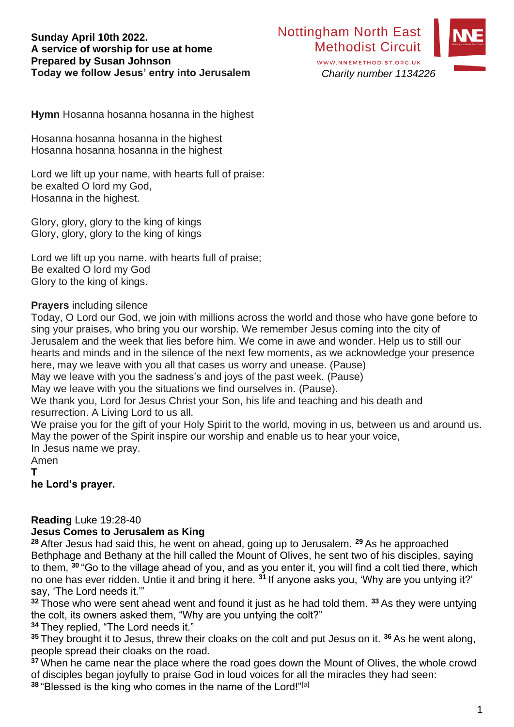**Sunday April 10th 2022.**
**A service of worship for use at home**
**Prepared by Susan Johnson**
**Today we follow Jesus' entry into Jerusalem**

Nottingham North East Methodist Circuit
WWW.NNEMETHODIST.ORG.UK
*Charity number 1134226*

**Hymn** Hosanna hosanna hosanna in the highest

Hosanna hosanna hosanna in the highest
Hosanna hosanna hosanna in the highest

Lord we lift up your name, with hearts full of praise:
be exalted O lord my God,
Hosanna in the highest.

Glory, glory, glory to the king of kings
Glory, glory, glory to the king of kings

Lord we lift up you name. with hearts full of praise;
Be exalted O lord my God
Glory to the king of kings.

**Prayers** including silence
Today, O Lord our God, we join with millions across the world and those who have gone before to sing your praises, who bring you our worship. We remember Jesus coming into the city of Jerusalem and the week that lies before him. We come in awe and wonder. Help us to still our hearts and minds and in the silence of the next few moments, as we acknowledge your presence here, may we leave with you all that cases us worry and unease. (Pause)
May we leave with you the sadness's and joys of the past week. (Pause)
May we leave with you the situations we find ourselves in. (Pause).
We thank you, Lord for Jesus Christ your Son, his life and teaching and his death and resurrection. A Living Lord to us all.
We praise you for the gift of your Holy Spirit to the world, moving in us, between us and around us.
May the power of the Spirit inspire our worship and enable us to hear your voice,
In Jesus name we pray.
Amen
**T**
**he Lord's prayer.**

**Reading** Luke 19:28-40
**Jesus Comes to Jerusalem as King**
**28** After Jesus had said this, he went on ahead, going up to Jerusalem. **29** As he approached Bethphage and Bethany at the hill called the Mount of Olives, he sent two of his disciples, saying to them, **30** "Go to the village ahead of you, and as you enter it, you will find a colt tied there, which no one has ever ridden. Untie it and bring it here. **31** If anyone asks you, 'Why are you untying it?' say, 'The Lord needs it.'"
**32** Those who were sent ahead went and found it just as he had told them. **33** As they were untying the colt, its owners asked them, "Why are you untying the colt?"
**34** They replied, "The Lord needs it."
**35** They brought it to Jesus, threw their cloaks on the colt and put Jesus on it. **36** As he went along, people spread their cloaks on the road.
**37** When he came near the place where the road goes down the Mount of Olives, the whole crowd of disciples began joyfully to praise God in loud voices for all the miracles they had seen:
**38** "Blessed is the king who comes in the name of the Lord!"[a]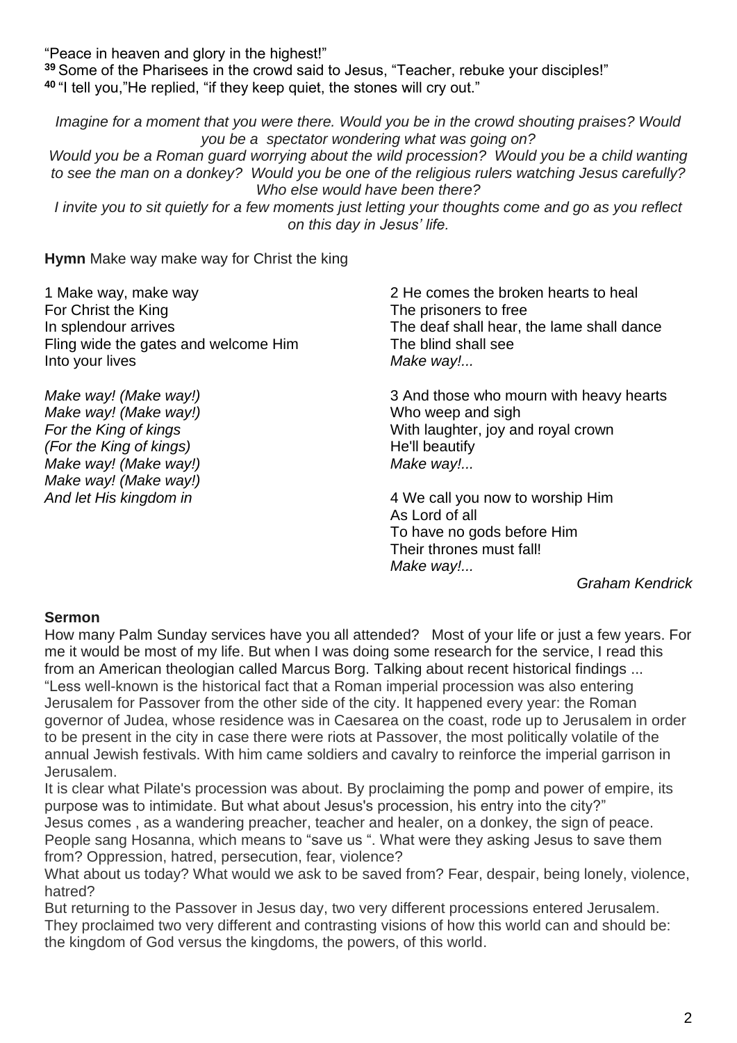"Peace in heaven and glory in the highest!"
**39** Some of the Pharisees in the crowd said to Jesus, "Teacher, rebuke your disciples!"
**40** "I tell you,"He replied, "if they keep quiet, the stones will cry out."

*Imagine for a moment that you were there. Would you be in the crowd shouting praises? Would you be a spectator wondering what was going on?*
*Would you be a Roman guard worrying about the wild procession? Would you be a child wanting to see the man on a donkey? Would you be one of the religious rulers watching Jesus carefully? Who else would have been there?*
*I invite you to sit quietly for a few moments just letting your thoughts come and go as you reflect on this day in Jesus' life.*

**Hymn** Make way make way for Christ the king

1 Make way, make way
For Christ the King
In splendour arrives
Fling wide the gates and welcome Him
Into your lives

*Make way! (Make way!)*
*Make way! (Make way!)*
*For the King of kings*
*(For the King of kings)*
*Make way! (Make way!)*
*Make way! (Make way!)*
*And let His kingdom in*

2 He comes the broken hearts to heal
The prisoners to free
The deaf shall hear, the lame shall dance
The blind shall see
*Make way!...*

3 And those who mourn with heavy hearts
Who weep and sigh
With laughter, joy and royal crown
He'll beautify
*Make way!...*

4 We call you now to worship Him
As Lord of all
To have no gods before Him
Their thrones must fall!
*Make way!...*

*Graham Kendrick*

**Sermon**

How many Palm Sunday services have you all attended? Most of your life or just a few years. For me it would be most of my life. But when I was doing some research for the service, I read this from an American theologian called Marcus Borg. Talking about recent historical findings ...
"Less well-known is the historical fact that a Roman imperial procession was also entering Jerusalem for Passover from the other side of the city. It happened every year: the Roman governor of Judea, whose residence was in Caesarea on the coast, rode up to Jerusalem in order to be present in the city in case there were riots at Passover, the most politically volatile of the annual Jewish festivals. With him came soldiers and cavalry to reinforce the imperial garrison in Jerusalem.
It is clear what Pilate's procession was about. By proclaiming the pomp and power of empire, its purpose was to intimidate. But what about Jesus's procession, his entry into the city?"
Jesus comes , as a wandering preacher, teacher and healer, on a donkey, the sign of peace. People sang Hosanna, which means to "save us ". What were they asking Jesus to save them from? Oppression, hatred, persecution, fear, violence?
What about us today? What would we ask to be saved from? Fear, despair, being lonely, violence, hatred?
But returning to the Passover in Jesus day, two very different processions entered Jerusalem. They proclaimed two very different and contrasting visions of how this world can and should be: the kingdom of God versus the kingdoms, the powers, of this world.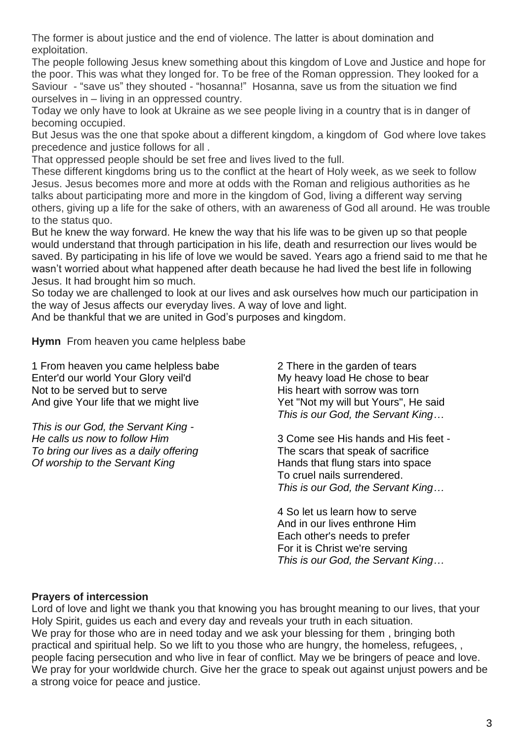The former is about justice and the end of violence. The latter is about domination and exploitation.

The people following Jesus knew something about this kingdom of Love and Justice and hope for the poor. This was what they longed for. To be free of the Roman oppression. They looked for a Saviour - "save us" they shouted - "hosanna!" Hosanna, save us from the situation we find ourselves in – living in an oppressed country.

Today we only have to look at Ukraine as we see people living in a country that is in danger of becoming occupied.

But Jesus was the one that spoke about a different kingdom, a kingdom of God where love takes precedence and justice follows for all .

That oppressed people should be set free and lives lived to the full.

These different kingdoms bring us to the conflict at the heart of Holy week, as we seek to follow Jesus. Jesus becomes more and more at odds with the Roman and religious authorities as he talks about participating more and more in the kingdom of God, living a different way serving others, giving up a life for the sake of others, with an awareness of God all around. He was trouble to the status quo.

But he knew the way forward. He knew the way that his life was to be given up so that people would understand that through participation in his life, death and resurrection our lives would be saved. By participating in his life of love we would be saved. Years ago a friend said to me that he wasn't worried about what happened after death because he had lived the best life in following Jesus. It had brought him so much.

So today we are challenged to look at our lives and ask ourselves how much our participation in the way of Jesus affects our everyday lives. A way of love and light.

And be thankful that we are united in God's purposes and kingdom.

**Hymn** From heaven you came helpless babe

1 From heaven you came helpless babe
Enter'd our world Your Glory veil'd
Not to be served but to serve
And give Your life that we might live

*This is our God, the Servant King -*
*He calls us now to follow Him*
*To bring our lives as a daily offering*
*Of worship to the Servant King*

2 There in the garden of tears
My heavy load He chose to bear
His heart with sorrow was torn
Yet "Not my will but Yours", He said
*This is our God, the Servant King…*

3 Come see His hands and His feet -
The scars that speak of sacrifice
Hands that flung stars into space
To cruel nails surrendered.
*This is our God, the Servant King…*

4 So let us learn how to serve
And in our lives enthrone Him
Each other's needs to prefer
For it is Christ we're serving
*This is our God, the Servant King…*

**Prayers of intercession**

Lord of love and light we thank you that knowing you has brought meaning to our lives, that your Holy Spirit, guides us each and every day and reveals your truth in each situation.

We pray for those who are in need today and we ask your blessing for them , bringing both practical and spiritual help. So we lift to you those who are hungry, the homeless, refugees, , people facing persecution and who live in fear of conflict. May we be bringers of peace and love.

We pray for your worldwide church. Give her the grace to speak out against unjust powers and be a strong voice for peace and justice.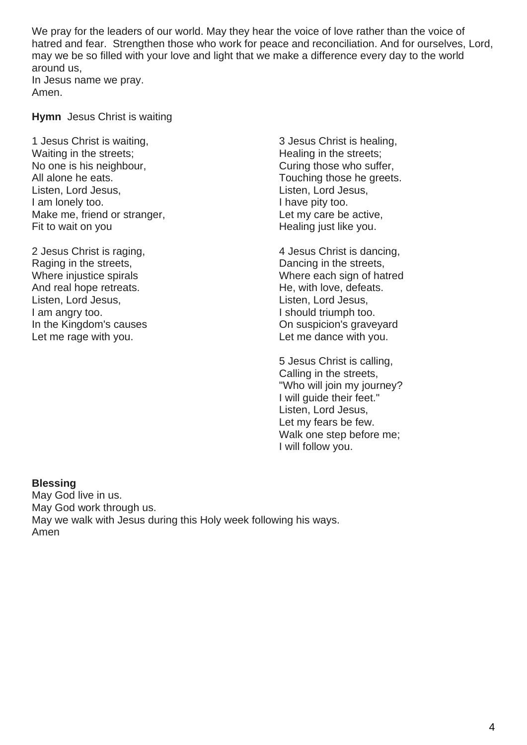We pray for the leaders of our world. May they hear the voice of love rather than the voice of hatred and fear. Strengthen those who work for peace and reconciliation. And for ourselves, Lord, may we be so filled with your love and light that we make a difference every day to the world around us,
In Jesus name we pray.
Amen.

**Hymn** Jesus Christ is waiting

1 Jesus Christ is waiting,
Waiting in the streets;
No one is his neighbour,
All alone he eats.
Listen, Lord Jesus,
I am lonely too.
Make me, friend or stranger,
Fit to wait on you

2 Jesus Christ is raging,
Raging in the streets,
Where injustice spirals
And real hope retreats.
Listen, Lord Jesus,
I am angry too.
In the Kingdom's causes
Let me rage with you.

3 Jesus Christ is healing,
Healing in the streets;
Curing those who suffer,
Touching those he greets.
Listen, Lord Jesus,
I have pity too.
Let my care be active,
Healing just like you.

4 Jesus Christ is dancing,
Dancing in the streets,
Where each sign of hatred
He, with love, defeats.
Listen, Lord Jesus,
I should triumph too.
On suspicion's graveyard
Let me dance with you.

5 Jesus Christ is calling,
Calling in the streets,
"Who will join my journey?
I will guide their feet."
Listen, Lord Jesus,
Let my fears be few.
Walk one step before me;
I will follow you.

**Blessing**
May God live in us.
May God work through us.
May we walk with Jesus during this Holy week following his ways.
Amen